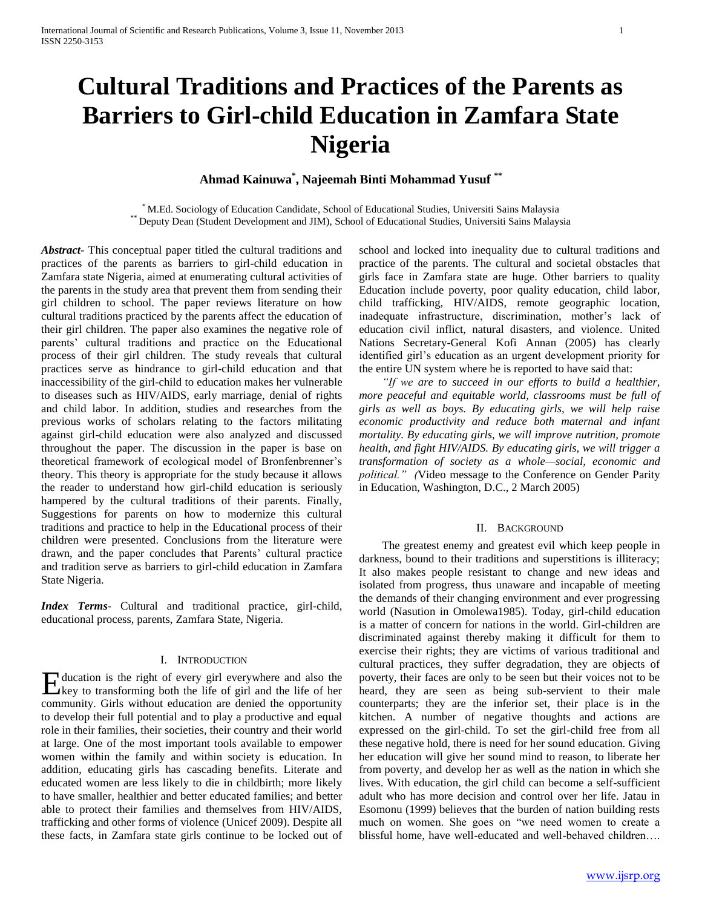# Cultural Traditions and Practices of the Parents as Barriers to Girl-child Education in Zamfara State Nigeria

**Ahmad Kainuwa[*], Najeemah Binti Mohammad Yusuf [**]**

[*] M.Ed. Sociology of Education Candidate, School of Educational Studies, Universiti Sains Malaysia
[**] Deputy Dean (Student Development and JIM), School of Educational Studies, Universiti Sains Malaysia

***Abstract***- This conceptual paper titled the cultural traditions and practices of the parents as barriers to girl-child education in Zamfara state Nigeria, aimed at enumerating cultural activities of the parents in the study area that prevent them from sending their girl children to school. The paper reviews literature on how cultural traditions practiced by the parents affect the education of their girl children. The paper also examines the negative role of parents' cultural traditions and practice on the Educational process of their girl children. The study reveals that cultural practices serve as hindrance to girl-child education and that inaccessibility of the girl-child to education makes her vulnerable to diseases such as HIV/AIDS, early marriage, denial of rights and child labor. In addition, studies and researches from the previous works of scholars relating to the factors militating against girl-child education were also analyzed and discussed throughout the paper. The discussion in the paper is base on theoretical framework of ecological model of Bronfenbrenner's theory. This theory is appropriate for the study because it allows the reader to understand how girl-child education is seriously hampered by the cultural traditions of their parents. Finally, Suggestions for parents on how to modernize this cultural traditions and practice to help in the Educational process of their children were presented. Conclusions from the literature were drawn, and the paper concludes that Parents' cultural practice and tradition serve as barriers to girl-child education in Zamfara State Nigeria.

***Index Terms***- Cultural and traditional practice, girl-child, educational process, parents, Zamfara State, Nigeria.

## I. Introduction

Education is the right of every girl everywhere and also the key to transforming both the life of girl and the life of her community. Girls without education are denied the opportunity to develop their full potential and to play a productive and equal role in their families, their societies, their country and their world at large. One of the most important tools available to empower women within the family and within society is education. In addition, educating girls has cascading benefits. Literate and educated women are less likely to die in childbirth; more likely to have smaller, healthier and better educated families; and better able to protect their families and themselves from HIV/AIDS, trafficking and other forms of violence (Unicef 2009). Despite all these facts, in Zamfara state girls continue to be locked out of school and locked into inequality due to cultural traditions and practice of the parents. The cultural and societal obstacles that girls face in Zamfara state are huge. Other barriers to quality Education include poverty, poor quality education, child labor, child trafficking, HIV/AIDS, remote geographic location, inadequate infrastructure, discrimination, mother's lack of education civil inflict, natural disasters, and violence. United Nations Secretary-General Kofi Annan (2005) has clearly identified girl's education as an urgent development priority for the entire UN system where he is reported to have said that:

*"If we are to succeed in our efforts to build a healthier, more peaceful and equitable world, classrooms must be full of girls as well as boys. By educating girls, we will help raise economic productivity and reduce both maternal and infant mortality. By educating girls, we will improve nutrition, promote health, and fight HIV/AIDS. By educating girls, we will trigger a transformation of society as a whole—social, economic and political." (*Video message to the Conference on Gender Parity in Education, Washington, D.C., 2 March 2005)

## II. Background

The greatest enemy and greatest evil which keep people in darkness, bound to their traditions and superstitions is illiteracy; It also makes people resistant to change and new ideas and isolated from progress, thus unaware and incapable of meeting the demands of their changing environment and ever progressing world (Nasution in Omolewa1985). Today, girl-child education is a matter of concern for nations in the world. Girl-children are discriminated against thereby making it difficult for them to exercise their rights; they are victims of various traditional and cultural practices, they suffer degradation, they are objects of poverty, their faces are only to be seen but their voices not to be heard, they are seen as being sub-servient to their male counterparts; they are the inferior set, their place is in the kitchen. A number of negative thoughts and actions are expressed on the girl-child. To set the girl-child free from all these negative hold, there is need for her sound education. Giving her education will give her sound mind to reason, to liberate her from poverty, and develop her as well as the nation in which she lives. With education, the girl child can become a self-sufficient adult who has more decision and control over her life. Jatau in Esomonu (1999) believes that the burden of nation building rests much on women. She goes on "we need women to create a blissful home, have well-educated and well-behaved children….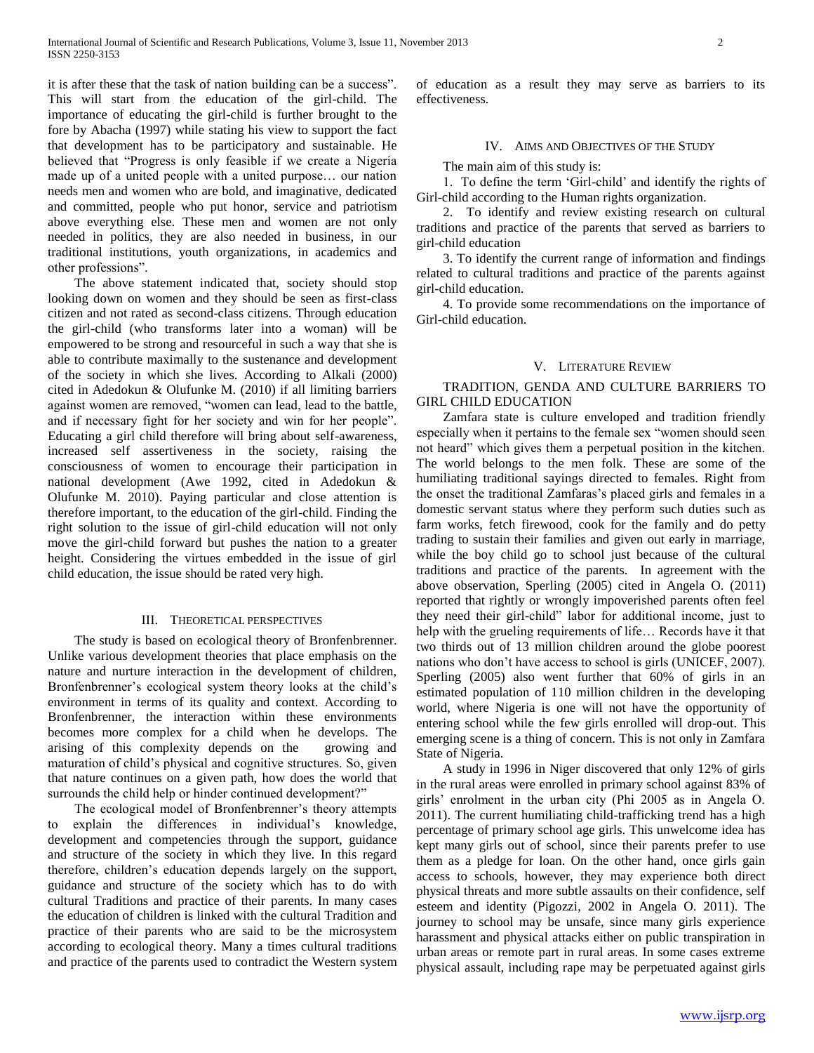it is after these that the task of nation building can be a success". This will start from the education of the girl-child. The importance of educating the girl-child is further brought to the fore by Abacha (1997) while stating his view to support the fact that development has to be participatory and sustainable. He believed that "Progress is only feasible if we create a Nigeria made up of a united people with a united purpose… our nation needs men and women who are bold, and imaginative, dedicated and committed, people who put honor, service and patriotism above everything else. These men and women are not only needed in politics, they are also needed in business, in our traditional institutions, youth organizations, in academics and other professions".

The above statement indicated that, society should stop looking down on women and they should be seen as first-class citizen and not rated as second-class citizens. Through education the girl-child (who transforms later into a woman) will be empowered to be strong and resourceful in such a way that she is able to contribute maximally to the sustenance and development of the society in which she lives. According to Alkali (2000) cited in Adedokun & Olufunke M. (2010) if all limiting barriers against women are removed, "women can lead, lead to the battle, and if necessary fight for her society and win for her people". Educating a girl child therefore will bring about self-awareness, increased self assertiveness in the society, raising the consciousness of women to encourage their participation in national development (Awe 1992, cited in Adedokun & Olufunke M. 2010). Paying particular and close attention is therefore important, to the education of the girl-child. Finding the right solution to the issue of girl-child education will not only move the girl-child forward but pushes the nation to a greater height. Considering the virtues embedded in the issue of girl child education, the issue should be rated very high.

## III. Theoretical Perspectives

The study is based on ecological theory of Bronfenbrenner. Unlike various development theories that place emphasis on the nature and nurture interaction in the development of children, Bronfenbrenner's ecological system theory looks at the child's environment in terms of its quality and context. According to Bronfenbrenner, the interaction within these environments becomes more complex for a child when he develops. The arising of this complexity depends on the growing and maturation of child's physical and cognitive structures. So, given that nature continues on a given path, how does the world that surrounds the child help or hinder continued development?"

The ecological model of Bronfenbrenner's theory attempts to explain the differences in individual's knowledge, development and competencies through the support, guidance and structure of the society in which they live. In this regard therefore, children's education depends largely on the support, guidance and structure of the society which has to do with cultural Traditions and practice of their parents. In many cases the education of children is linked with the cultural Tradition and practice of their parents who are said to be the microsystem according to ecological theory. Many a times cultural traditions and practice of the parents used to contradict the Western system of education as a result they may serve as barriers to its effectiveness.

## IV. Aims and Objectives of the Study

The main aim of this study is:

1. To define the term 'Girl-child' and identify the rights of Girl-child according to the Human rights organization.

2. To identify and review existing research on cultural traditions and practice of the parents that served as barriers to girl-child education

3. To identify the current range of information and findings related to cultural traditions and practice of the parents against girl-child education.

4. To provide some recommendations on the importance of Girl-child education.

## V. Literature Review

### TRADITION, GENDA AND CULTURE BARRIERS TO GIRL CHILD EDUCATION

Zamfara state is culture enveloped and tradition friendly especially when it pertains to the female sex "women should seen not heard" which gives them a perpetual position in the kitchen. The world belongs to the men folk. These are some of the humiliating traditional sayings directed to females. Right from the onset the traditional Zamfaras's placed girls and females in a domestic servant status where they perform such duties such as farm works, fetch firewood, cook for the family and do petty trading to sustain their families and given out early in marriage, while the boy child go to school just because of the cultural traditions and practice of the parents. In agreement with the above observation, Sperling (2005) cited in Angela O. (2011) reported that rightly or wrongly impoverished parents often feel they need their girl-child" labor for additional income, just to help with the grueling requirements of life… Records have it that two thirds out of 13 million children around the globe poorest nations who don't have access to school is girls (UNICEF, 2007). Sperling (2005) also went further that 60% of girls in an estimated population of 110 million children in the developing world, where Nigeria is one will not have the opportunity of entering school while the few girls enrolled will drop-out. This emerging scene is a thing of concern. This is not only in Zamfara State of Nigeria.

A study in 1996 in Niger discovered that only 12% of girls in the rural areas were enrolled in primary school against 83% of girls' enrolment in the urban city (Phi 2005 as in Angela O. 2011). The current humiliating child-trafficking trend has a high percentage of primary school age girls. This unwelcome idea has kept many girls out of school, since their parents prefer to use them as a pledge for loan. On the other hand, once girls gain access to schools, however, they may experience both direct physical threats and more subtle assaults on their confidence, self esteem and identity (Pigozzi, 2002 in Angela O. 2011). The journey to school may be unsafe, since many girls experience harassment and physical attacks either on public transpiration in urban areas or remote part in rural areas. In some cases extreme physical assault, including rape may be perpetuated against girls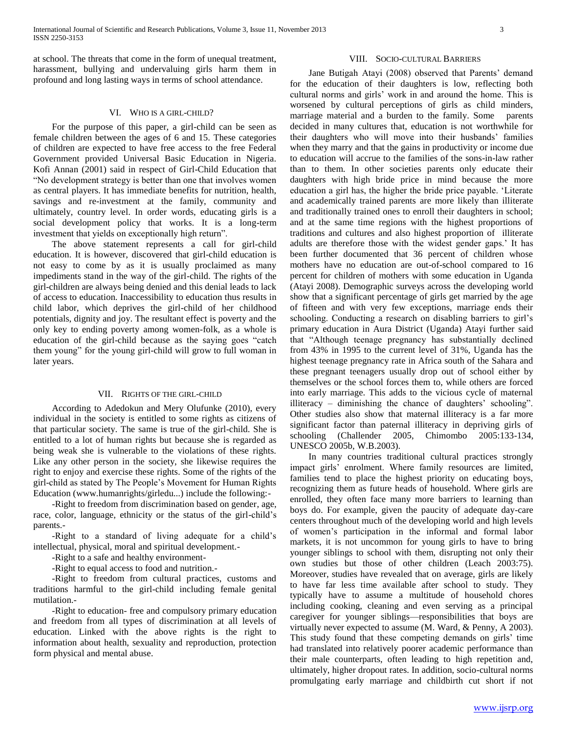at school. The threats that come in the form of unequal treatment, harassment, bullying and undervaluing girls harm them in profound and long lasting ways in terms of school attendance.

## VI. Who is a Girl-Child?

For the purpose of this paper, a girl-child can be seen as female children between the ages of 6 and 15. These categories of children are expected to have free access to the free Federal Government provided Universal Basic Education in Nigeria. Kofi Annan (2001) said in respect of Girl-Child Education that "No development strategy is better than one that involves women as central players. It has immediate benefits for nutrition, health, savings and re-investment at the family, community and ultimately, country level. In order words, educating girls is a social development policy that works. It is a long-term investment that yields on exceptionally high return".

The above statement represents a call for girl-child education. It is however, discovered that girl-child education is not easy to come by as it is usually proclaimed as many impediments stand in the way of the girl-child. The rights of the girl-children are always being denied and this denial leads to lack of access to education. Inaccessibility to education thus results in child labor, which deprives the girl-child of her childhood potentials, dignity and joy. The resultant effect is poverty and the only key to ending poverty among women-folk, as a whole is education of the girl-child because as the saying goes "catch them young" for the young girl-child will grow to full woman in later years.

## VII. Rights of the Girl-Child

According to Adedokun and Mery Olufunke (2010), every individual in the society is entitled to some rights as citizens of that particular society. The same is true of the girl-child. She is entitled to a lot of human rights but because she is regarded as being weak she is vulnerable to the violations of these rights. Like any other person in the society, she likewise requires the right to enjoy and exercise these rights. Some of the rights of the girl-child as stated by The People's Movement for Human Rights Education (www.humanrights/girledu...) include the following:-

-Right to freedom from discrimination based on gender, age, race, color, language, ethnicity or the status of the girl-child's parents.-

-Right to a standard of living adequate for a child's intellectual, physical, moral and spiritual development.-

-Right to a safe and healthy environment-

-Right to equal access to food and nutrition.-

-Right to freedom from cultural practices, customs and traditions harmful to the girl-child including female genital mutilation.-

-Right to education- free and compulsory primary education and freedom from all types of discrimination at all levels of education. Linked with the above rights is the right to information about health, sexuality and reproduction, protection form physical and mental abuse.

## VIII. Socio-Cultural Barriers

Jane Butigah Atayi (2008) observed that Parents' demand for the education of their daughters is low, reflecting both cultural norms and girls' work in and around the home. This is worsened by cultural perceptions of girls as child minders, marriage material and a burden to the family. Some parents decided in many cultures that, education is not worthwhile for their daughters who will move into their husbands' families when they marry and that the gains in productivity or income due to education will accrue to the families of the sons-in-law rather than to them. In other societies parents only educate their daughters with high bride price in mind because the more education a girl has, the higher the bride price payable. 'Literate and academically trained parents are more likely than illiterate and traditionally trained ones to enroll their daughters in school; and at the same time regions with the highest proportions of traditions and cultures and also highest proportion of illiterate adults are therefore those with the widest gender gaps.' It has been further documented that 36 percent of children whose mothers have no education are out-of-school compared to 16 percent for children of mothers with some education in Uganda (Atayi 2008). Demographic surveys across the developing world show that a significant percentage of girls get married by the age of fifteen and with very few exceptions, marriage ends their schooling. Conducting a research on disabling barriers to girl's primary education in Aura District (Uganda) Atayi further said that "Although teenage pregnancy has substantially declined from 43% in 1995 to the current level of 31%, Uganda has the highest teenage pregnancy rate in Africa south of the Sahara and these pregnant teenagers usually drop out of school either by themselves or the school forces them to, while others are forced into early marriage. This adds to the vicious cycle of maternal illiteracy – diminishing the chance of daughters' schooling". Other studies also show that maternal illiteracy is a far more significant factor than paternal illiteracy in depriving girls of schooling (Challender 2005, Chimombo 2005:133-134, UNESCO 2005b, W.B.2003).

In many countries traditional cultural practices strongly impact girls' enrolment. Where family resources are limited, families tend to place the highest priority on educating boys, recognizing them as future heads of household. Where girls are enrolled, they often face many more barriers to learning than boys do. For example, given the paucity of adequate day-care centers throughout much of the developing world and high levels of women's participation in the informal and formal labor markets, it is not uncommon for young girls to have to bring younger siblings to school with them, disrupting not only their own studies but those of other children (Leach 2003:75). Moreover, studies have revealed that on average, girls are likely to have far less time available after school to study. They typically have to assume a multitude of household chores including cooking, cleaning and even serving as a principal caregiver for younger siblings—responsibilities that boys are virtually never expected to assume (M. Ward, & Penny, A 2003). This study found that these competing demands on girls' time had translated into relatively poorer academic performance than their male counterparts, often leading to high repetition and, ultimately, higher dropout rates. In addition, socio-cultural norms promulgating early marriage and childbirth cut short if not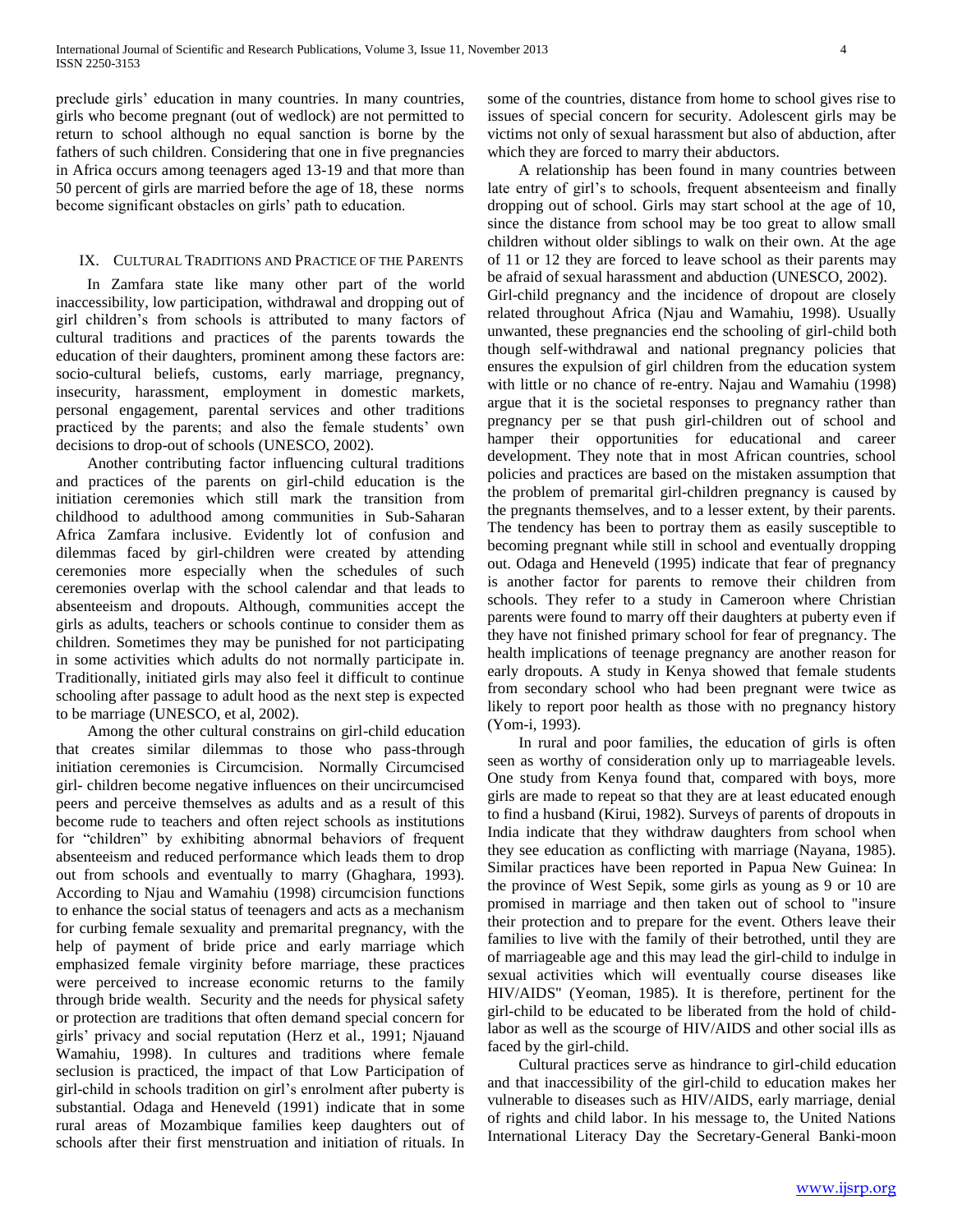preclude girls' education in many countries. In many countries, girls who become pregnant (out of wedlock) are not permitted to return to school although no equal sanction is borne by the fathers of such children. Considering that one in five pregnancies in Africa occurs among teenagers aged 13-19 and that more than 50 percent of girls are married before the age of 18, these norms become significant obstacles on girls' path to education.

## IX. Cultural Traditions and Practice of the Parents

In Zamfara state like many other part of the world inaccessibility, low participation, withdrawal and dropping out of girl children's from schools is attributed to many factors of cultural traditions and practices of the parents towards the education of their daughters, prominent among these factors are: socio-cultural beliefs, customs, early marriage, pregnancy, insecurity, harassment, employment in domestic markets, personal engagement, parental services and other traditions practiced by the parents; and also the female students' own decisions to drop-out of schools (UNESCO, 2002).

Another contributing factor influencing cultural traditions and practices of the parents on girl-child education is the initiation ceremonies which still mark the transition from childhood to adulthood among communities in Sub-Saharan Africa Zamfara inclusive. Evidently lot of confusion and dilemmas faced by girl-children were created by attending ceremonies more especially when the schedules of such ceremonies overlap with the school calendar and that leads to absenteeism and dropouts. Although, communities accept the girls as adults, teachers or schools continue to consider them as children. Sometimes they may be punished for not participating in some activities which adults do not normally participate in. Traditionally, initiated girls may also feel it difficult to continue schooling after passage to adult hood as the next step is expected to be marriage (UNESCO, et al, 2002).

Among the other cultural constrains on girl-child education that creates similar dilemmas to those who pass-through initiation ceremonies is Circumcision. Normally Circumcised girl- children become negative influences on their uncircumcised peers and perceive themselves as adults and as a result of this become rude to teachers and often reject schools as institutions for "children" by exhibiting abnormal behaviors of frequent absenteeism and reduced performance which leads them to drop out from schools and eventually to marry (Ghaghara, 1993). According to Njau and Wamahiu (1998) circumcision functions to enhance the social status of teenagers and acts as a mechanism for curbing female sexuality and premarital pregnancy, with the help of payment of bride price and early marriage which emphasized female virginity before marriage, these practices were perceived to increase economic returns to the family through bride wealth. Security and the needs for physical safety or protection are traditions that often demand special concern for girls' privacy and social reputation (Herz et al., 1991; Njauand Wamahiu, 1998). In cultures and traditions where female seclusion is practiced, the impact of that Low Participation of girl-child in schools tradition on girl's enrolment after puberty is substantial. Odaga and Heneveld (1991) indicate that in some rural areas of Mozambique families keep daughters out of schools after their first menstruation and initiation of rituals. In some of the countries, distance from home to school gives rise to issues of special concern for security. Adolescent girls may be victims not only of sexual harassment but also of abduction, after which they are forced to marry their abductors.

A relationship has been found in many countries between late entry of girl's to schools, frequent absenteeism and finally dropping out of school. Girls may start school at the age of 10, since the distance from school may be too great to allow small children without older siblings to walk on their own. At the age of 11 or 12 they are forced to leave school as their parents may be afraid of sexual harassment and abduction (UNESCO, 2002).

Girl-child pregnancy and the incidence of dropout are closely related throughout Africa (Njau and Wamahiu, 1998). Usually unwanted, these pregnancies end the schooling of girl-child both though self-withdrawal and national pregnancy policies that ensures the expulsion of girl children from the education system with little or no chance of re-entry. Najau and Wamahiu (1998) argue that it is the societal responses to pregnancy rather than pregnancy per se that push girl-children out of school and hamper their opportunities for educational and career development. They note that in most African countries, school policies and practices are based on the mistaken assumption that the problem of premarital girl-children pregnancy is caused by the pregnants themselves, and to a lesser extent, by their parents. The tendency has been to portray them as easily susceptible to becoming pregnant while still in school and eventually dropping out. Odaga and Heneveld (1995) indicate that fear of pregnancy is another factor for parents to remove their children from schools. They refer to a study in Cameroon where Christian parents were found to marry off their daughters at puberty even if they have not finished primary school for fear of pregnancy. The health implications of teenage pregnancy are another reason for early dropouts. A study in Kenya showed that female students from secondary school who had been pregnant were twice as likely to report poor health as those with no pregnancy history (Yom-i, 1993).

In rural and poor families, the education of girls is often seen as worthy of consideration only up to marriageable levels. One study from Kenya found that, compared with boys, more girls are made to repeat so that they are at least educated enough to find a husband (Kirui, 1982). Surveys of parents of dropouts in India indicate that they withdraw daughters from school when they see education as conflicting with marriage (Nayana, 1985). Similar practices have been reported in Papua New Guinea: In the province of West Sepik, some girls as young as 9 or 10 are promised in marriage and then taken out of school to "insure their protection and to prepare for the event. Others leave their families to live with the family of their betrothed, until they are of marriageable age and this may lead the girl-child to indulge in sexual activities which will eventually course diseases like HIV/AIDS" (Yeoman, 1985). It is therefore, pertinent for the girl-child to be educated to be liberated from the hold of child-labor as well as the scourge of HIV/AIDS and other social ills as faced by the girl-child.

Cultural practices serve as hindrance to girl-child education and that inaccessibility of the girl-child to education makes her vulnerable to diseases such as HIV/AIDS, early marriage, denial of rights and child labor. In his message to, the United Nations International Literacy Day the Secretary-General Banki-moon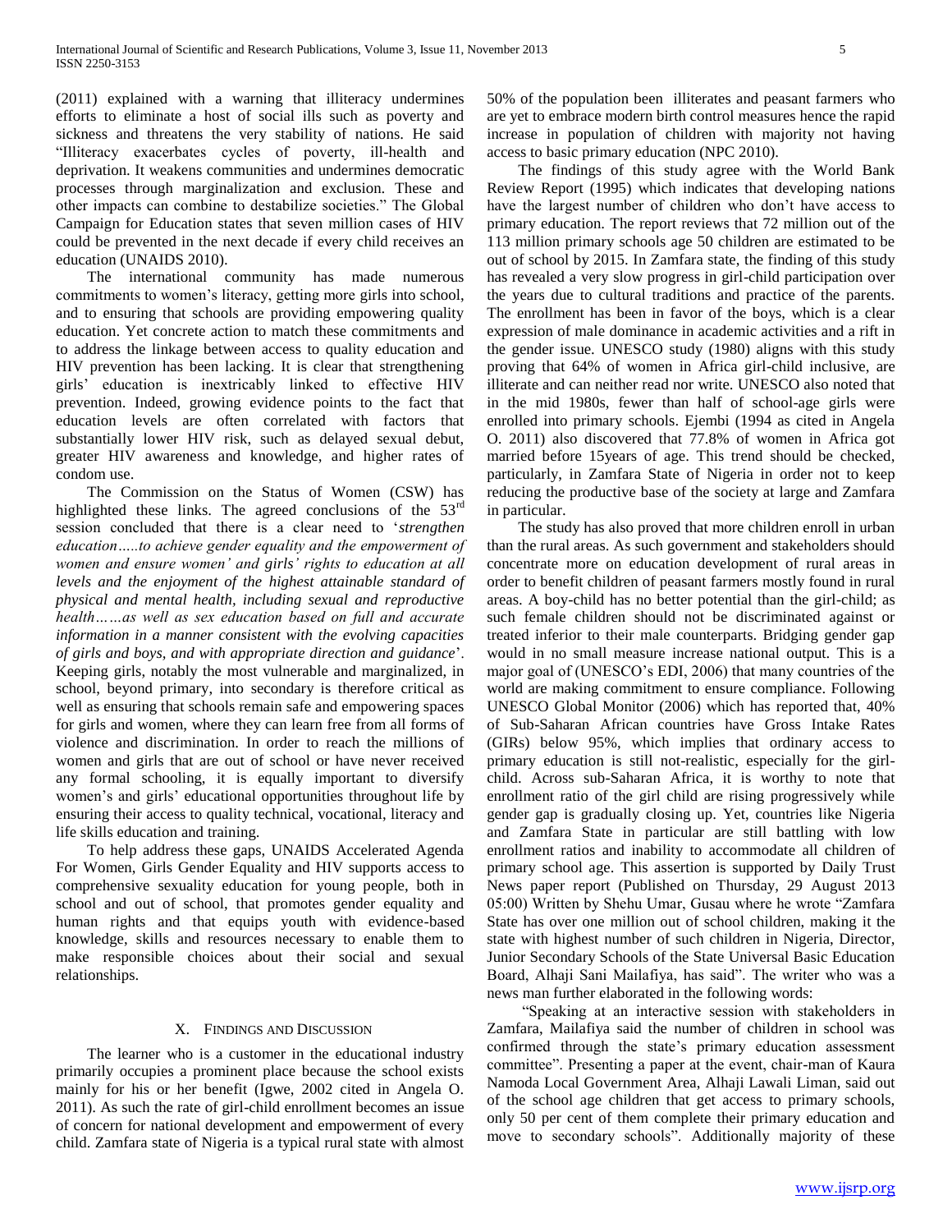(2011) explained with a warning that illiteracy undermines efforts to eliminate a host of social ills such as poverty and sickness and threatens the very stability of nations. He said "Illiteracy exacerbates cycles of poverty, ill-health and deprivation. It weakens communities and undermines democratic processes through marginalization and exclusion. These and other impacts can combine to destabilize societies." The Global Campaign for Education states that seven million cases of HIV could be prevented in the next decade if every child receives an education (UNAIDS 2010).

The international community has made numerous commitments to women's literacy, getting more girls into school, and to ensuring that schools are providing empowering quality education. Yet concrete action to match these commitments and to address the linkage between access to quality education and HIV prevention has been lacking. It is clear that strengthening girls' education is inextricably linked to effective HIV prevention. Indeed, growing evidence points to the fact that education levels are often correlated with factors that substantially lower HIV risk, such as delayed sexual debut, greater HIV awareness and knowledge, and higher rates of condom use.

The Commission on the Status of Women (CSW) has highlighted these links. The agreed conclusions of the 53rd session concluded that there is a clear need to '*strengthen education…..to achieve gender equality and the empowerment of women and ensure women' and girls' rights to education at all levels and the enjoyment of the highest attainable standard of physical and mental health, including sexual and reproductive health……as well as sex education based on full and accurate information in a manner consistent with the evolving capacities of girls and boys, and with appropriate direction and guidance*'. Keeping girls, notably the most vulnerable and marginalized, in school, beyond primary, into secondary is therefore critical as well as ensuring that schools remain safe and empowering spaces for girls and women, where they can learn free from all forms of violence and discrimination. In order to reach the millions of women and girls that are out of school or have never received any formal schooling, it is equally important to diversify women's and girls' educational opportunities throughout life by ensuring their access to quality technical, vocational, literacy and life skills education and training.

To help address these gaps, UNAIDS Accelerated Agenda For Women, Girls Gender Equality and HIV supports access to comprehensive sexuality education for young people, both in school and out of school, that promotes gender equality and human rights and that equips youth with evidence-based knowledge, skills and resources necessary to enable them to make responsible choices about their social and sexual relationships.

## X. Findings and Discussion

The learner who is a customer in the educational industry primarily occupies a prominent place because the school exists mainly for his or her benefit (Igwe, 2002 cited in Angela O. 2011). As such the rate of girl-child enrollment becomes an issue of concern for national development and empowerment of every child. Zamfara state of Nigeria is a typical rural state with almost 50% of the population been illiterates and peasant farmers who are yet to embrace modern birth control measures hence the rapid increase in population of children with majority not having access to basic primary education (NPC 2010).

The findings of this study agree with the World Bank Review Report (1995) which indicates that developing nations have the largest number of children who don't have access to primary education. The report reviews that 72 million out of the 113 million primary schools age 50 children are estimated to be out of school by 2015. In Zamfara state, the finding of this study has revealed a very slow progress in girl-child participation over the years due to cultural traditions and practice of the parents. The enrollment has been in favor of the boys, which is a clear expression of male dominance in academic activities and a rift in the gender issue. UNESCO study (1980) aligns with this study proving that 64% of women in Africa girl-child inclusive, are illiterate and can neither read nor write. UNESCO also noted that in the mid 1980s, fewer than half of school-age girls were enrolled into primary schools. Ejembi (1994 as cited in Angela O. 2011) also discovered that 77.8% of women in Africa got married before 15years of age. This trend should be checked, particularly, in Zamfara State of Nigeria in order not to keep reducing the productive base of the society at large and Zamfara in particular.

The study has also proved that more children enroll in urban than the rural areas. As such government and stakeholders should concentrate more on education development of rural areas in order to benefit children of peasant farmers mostly found in rural areas. A boy-child has no better potential than the girl-child; as such female children should not be discriminated against or treated inferior to their male counterparts. Bridging gender gap would in no small measure increase national output. This is a major goal of (UNESCO's EDI, 2006) that many countries of the world are making commitment to ensure compliance. Following UNESCO Global Monitor (2006) which has reported that, 40% of Sub-Saharan African countries have Gross Intake Rates (GIRs) below 95%, which implies that ordinary access to primary education is still not-realistic, especially for the girl-child. Across sub-Saharan Africa, it is worthy to note that enrollment ratio of the girl child are rising progressively while gender gap is gradually closing up. Yet, countries like Nigeria and Zamfara State in particular are still battling with low enrollment ratios and inability to accommodate all children of primary school age. This assertion is supported by Daily Trust News paper report (Published on Thursday, 29 August 2013 05:00) Written by Shehu Umar, Gusau where he wrote "Zamfara State has over one million out of school children, making it the state with highest number of such children in Nigeria, Director, Junior Secondary Schools of the State Universal Basic Education Board, Alhaji Sani Mailafiya, has said". The writer who was a news man further elaborated in the following words:

"Speaking at an interactive session with stakeholders in Zamfara, Mailafiya said the number of children in school was confirmed through the state's primary education assessment committee". Presenting a paper at the event, chair-man of Kaura Namoda Local Government Area, Alhaji Lawali Liman, said out of the school age children that get access to primary schools, only 50 per cent of them complete their primary education and move to secondary schools". Additionally majority of these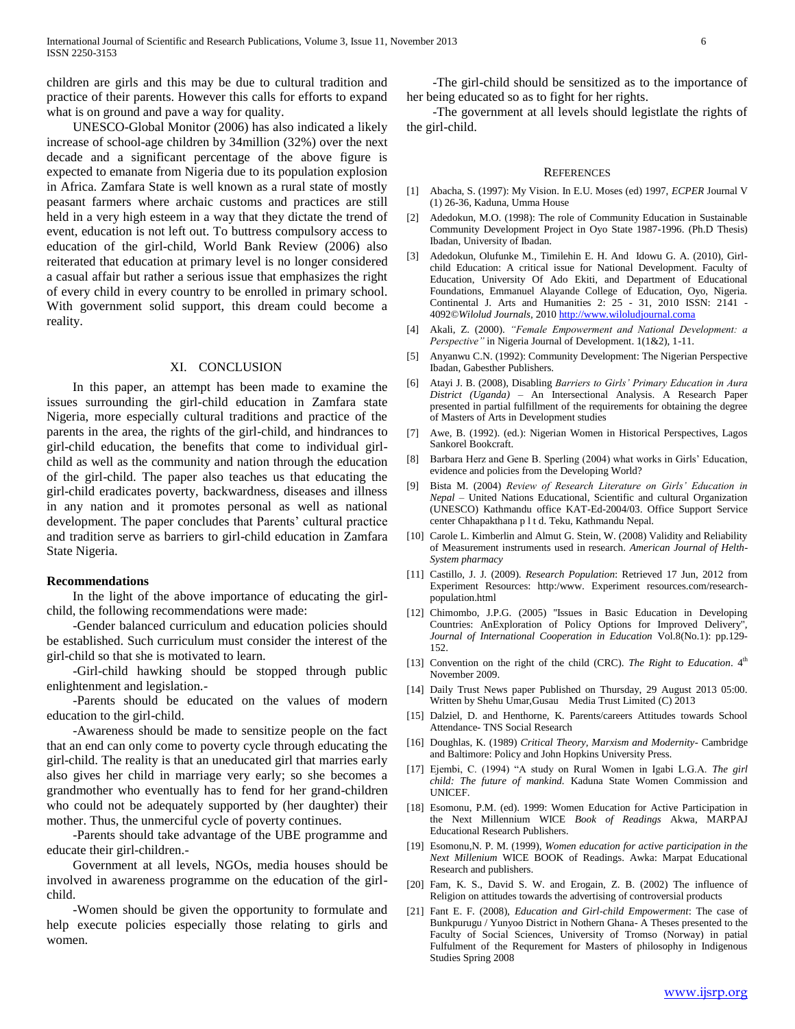children are girls and this may be due to cultural tradition and practice of their parents. However this calls for efforts to expand what is on ground and pave a way for quality.

UNESCO-Global Monitor (2006) has also indicated a likely increase of school-age children by 34million (32%) over the next decade and a significant percentage of the above figure is expected to emanate from Nigeria due to its population explosion in Africa. Zamfara State is well known as a rural state of mostly peasant farmers where archaic customs and practices are still held in a very high esteem in a way that they dictate the trend of event, education is not left out. To buttress compulsory access to education of the girl-child, World Bank Review (2006) also reiterated that education at primary level is no longer considered a casual affair but rather a serious issue that emphasizes the right of every child in every country to be enrolled in primary school. With government solid support, this dream could become a reality.

## XI. Conclusion

In this paper, an attempt has been made to examine the issues surrounding the girl-child education in Zamfara state Nigeria, more especially cultural traditions and practice of the parents in the area, the rights of the girl-child, and hindrances to girl-child education, the benefits that come to individual girl-child as well as the community and nation through the education of the girl-child. The paper also teaches us that educating the girl-child eradicates poverty, backwardness, diseases and illness in any nation and it promotes personal as well as national development. The paper concludes that Parents' cultural practice and tradition serve as barriers to girl-child education in Zamfara State Nigeria.

### Recommendations

In the light of the above importance of educating the girl-child, the following recommendations were made:

-Gender balanced curriculum and education policies should be established. Such curriculum must consider the interest of the girl-child so that she is motivated to learn.

-Girl-child hawking should be stopped through public enlightenment and legislation.-

-Parents should be educated on the values of modern education to the girl-child.

-Awareness should be made to sensitize people on the fact that an end can only come to poverty cycle through educating the girl-child. The reality is that an uneducated girl that marries early also gives her child in marriage very early; so she becomes a grandmother who eventually has to fend for her grand-children who could not be adequately supported by (her daughter) their mother. Thus, the unmerciful cycle of poverty continues.

-Parents should take advantage of the UBE programme and educate their girl-children.-

Government at all levels, NGOs, media houses should be involved in awareness programme on the education of the girl-child.

-Women should be given the opportunity to formulate and help execute policies especially those relating to girls and women.

-The girl-child should be sensitized as to the importance of her being educated so as to fight for her rights.

-The government at all levels should legistlate the rights of the girl-child.

## References

[1] Abacha, S. (1997): My Vision. In E.U. Moses (ed) 1997, *ECPER* Journal V (1) 26-36, Kaduna, Umma House

[2] Adedokun, M.O. (1998): The role of Community Education in Sustainable Community Development Project in Oyo State 1987-1996. (Ph.D Thesis) Ibadan, University of Ibadan.

[3] Adedokun, Olufunke M., Timilehin E. H. And Idowu G. A. (2010), Girl-child Education: A critical issue for National Development. Faculty of Education, University Of Ado Ekiti, and Department of Educational Foundations, Emmanuel Alayande College of Education, Oyo, Nigeria. Continental J. Arts and Humanities 2: 25 - 31, 2010 ISSN: 2141 - 4092©*Wilolud Journals*, 2010 http://www.wiloludjournal.coma

[4] Akali, Z. (2000). *"Female Empowerment and National Development: a Perspective"* in Nigeria Journal of Development. 1(1&2), 1-11.

[5] Anyanwu C.N. (1992): Community Development: The Nigerian Perspective Ibadan, Gabesther Publishers.

[6] Atayi J. B. (2008), Disabling *Barriers to Girls' Primary Education in Aura District (Uganda)* – An Intersectional Analysis. A Research Paper presented in partial fulfillment of the requirements for obtaining the degree of Masters of Arts in Development studies

[7] Awe, B. (1992). (ed.): Nigerian Women in Historical Perspectives, Lagos Sankorel Bookcraft.

[8] Barbara Herz and Gene B. Sperling (2004) what works in Girls' Education, evidence and policies from the Developing World?

[9] Bista M. (2004) *Review of Research Literature on Girls' Education in Nepal* – United Nations Educational, Scientific and cultural Organization (UNESCO) Kathmandu office KAT-Ed-2004/03. Office Support Service center Chhapakthana p l t d. Teku, Kathmandu Nepal.

[10] Carole L. Kimberlin and Almut G. Stein, W. (2008) Validity and Reliability of Measurement instruments used in research. *American Journal of Helth-System pharmacy*

[11] Castillo, J. J. (2009). *Research Population*: Retrieved 17 Jun, 2012 from Experiment Resources: http:/www. Experiment resources.com/research-population.html

[12] Chimombo, J.P.G. (2005) "Issues in Basic Education in Developing Countries: AnExploration of Policy Options for Improved Delivery", *Journal of International Cooperation in Education* Vol.8(No.1): pp.129-152.

[13] Convention on the right of the child (CRC). *The Right to Education*. 4th November 2009.

[14] Daily Trust News paper Published on Thursday, 29 August 2013 05:00. Written by Shehu Umar,Gusau Media Trust Limited (C) 2013

[15] Dalziel, D. and Henthorne, K. Parents/careers Attitudes towards School Attendance- TNS Social Research

[16] Doughlas, K. (1989) *Critical Theory, Marxism and Modernity*- Cambridge and Baltimore: Policy and John Hopkins University Press.

[17] Ejembi, C. (1994) "A study on Rural Women in Igabi L.G.A. *The girl child: The future of mankind.* Kaduna State Women Commission and UNICEF.

[18] Esomonu, P.M. (ed). 1999: Women Education for Active Participation in the Next Millennium WICE *Book of Readings* Akwa, MARPAJ Educational Research Publishers.

[19] Esomonu,N. P. M. (1999), *Women education for active participation in the Next Millenium* WICE BOOK of Readings. Awka: Marpat Educational Research and publishers.

[20] Fam, K. S., David S. W. and Erogain, Z. B. (2002) The influence of Religion on attitudes towards the advertising of controversial products

[21] Fant E. F. (2008), *Education and Girl-child Empowerment*: The case of Bunkpurugu / Yunyoo District in Nothern Ghana- A Theses presented to the Faculty of Social Sciences, University of Tromso (Norway) in patial Fulfulment of the Requrement for Masters of philosophy in Indigenous Studies Spring 2008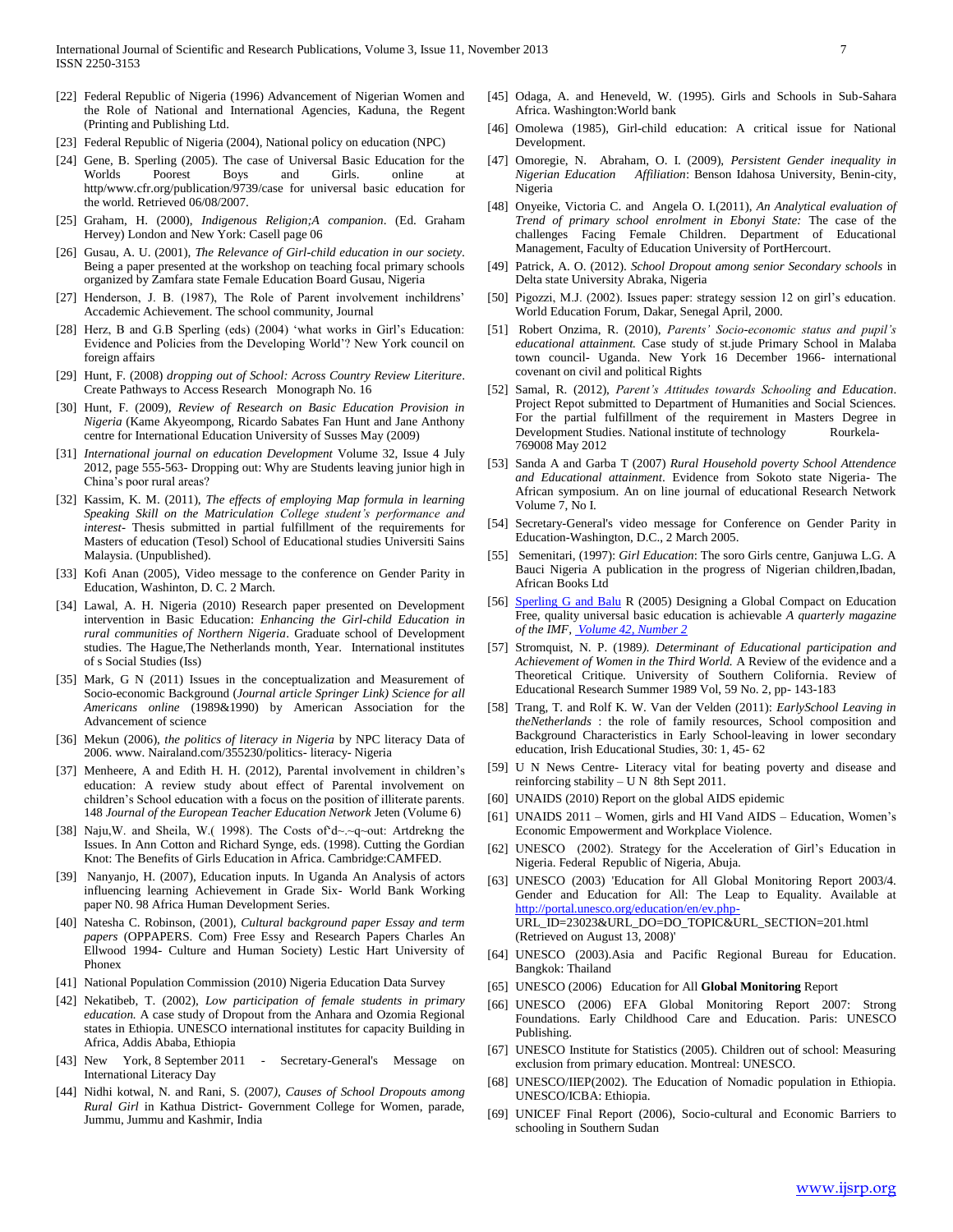[22] Federal Republic of Nigeria (1996) Advancement of Nigerian Women and the Role of National and International Agencies, Kaduna, the Regent (Printing and Publishing Ltd.

[23] Federal Republic of Nigeria (2004), National policy on education (NPC)

[24] Gene, B. Sperling (2005). The case of Universal Basic Education for the Worlds Poorest Boys and Girls. online at http/www.cfr.org/publication/9739/case for universal basic education for the world. Retrieved 06/08/2007.

[25] Graham, H. (2000), *Indigenous Religion;A companion*. (Ed. Graham Hervey) London and New York: Casell page 06

[26] Gusau, A. U. (2001), *The Relevance of Girl-child education in our society*. Being a paper presented at the workshop on teaching focal primary schools organized by Zamfara state Female Education Board Gusau, Nigeria

[27] Henderson, J. B. (1987), The Role of Parent involvement inchildrens' Accademic Achievement. The school community, Journal

[28] Herz, B and G.B Sperling (eds) (2004) 'what works in Girl's Education: Evidence and Policies from the Developing World'? New York council on foreign affairs

[29] Hunt, F. (2008) *dropping out of School: Across Country Review Literiture*. Create Pathways to Access Research Monograph No. 16

[30] Hunt, F. (2009), *Review of Research on Basic Education Provision in Nigeria* (Kame Akyeompong, Ricardo Sabates Fan Hunt and Jane Anthony centre for International Education University of Susses May (2009)

[31] *International journal on education Development* Volume 32, Issue 4 July 2012, page 555-563- Dropping out: Why are Students leaving junior high in China's poor rural areas?

[32] Kassim, K. M. (2011), *The effects of employing Map formula in learning Speaking Skill on the Matriculation College student's performance and interest*- Thesis submitted in partial fulfillment of the requirements for Masters of education (Tesol) School of Educational studies Universiti Sains Malaysia. (Unpublished).

[33] Kofi Anan (2005), Video message to the conference on Gender Parity in Education, Washinton, D. C. 2 March.

[34] Lawal, A. H. Nigeria (2010) Research paper presented on Development intervention in Basic Education: *Enhancing the Girl-child Education in rural communities of Northern Nigeria*. Graduate school of Development studies. The Hague,The Netherlands month, Year. International institutes of s Social Studies (Iss)

[35] Mark, G N (2011) Issues in the conceptualization and Measurement of Socio-economic Background (*Journal article Springer Link) Science for all Americans online* (1989&1990) by American Association for the Advancement of science

[36] Mekun (2006), *the politics of literacy in Nigeria* by NPC literacy Data of 2006. www. Nairaland.com/355230/politics- literacy- Nigeria

[37] Menheere, A and Edith H. H. (2012), Parental involvement in children's education: A review study about effect of Parental involvement on children's School education with a focus on the position of illiterate parents. 148 *Journal of the European Teacher Education Network* Jeten (Volume 6)

[38] Naju,W. and Sheila, W.( 1998). The Costs of'd~.~q~out: Artdrekng the Issues. In Ann Cotton and Richard Synge, eds. (1998). Cutting the Gordian Knot: The Benefits of Girls Education in Africa. Cambridge:CAMFED.

[39] Nanyanjo, H. (2007), Education inputs. In Uganda An Analysis of actors influencing learning Achievement in Grade Six- World Bank Working paper N0. 98 Africa Human Development Series.

[40] Natesha C. Robinson, (2001), *Cultural background paper Essay and term papers* (OPPAPERS. Com) Free Essy and Research Papers Charles An Ellwood 1994- Culture and Human Society) Lestic Hart University of Phonex

[41] National Population Commission (2010) Nigeria Education Data Survey

[42] Nekatibeb, T. (2002), *Low participation of female students in primary education.* A case study of Dropout from the Anhara and Ozomia Regional states in Ethiopia. UNESCO international institutes for capacity Building in Africa, Addis Ababa, Ethiopia

[43] New York, 8 September 2011 - Secretary-General's Message on International Literacy Day

[44] Nidhi kotwal, N. and Rani, S. (2007*), Causes of School Dropouts among Rural Girl* in Kathua District- Government College for Women, parade, Jummu, Jummu and Kashmir, India

[45] Odaga, A. and Heneveld, W. (1995). Girls and Schools in Sub-Sahara Africa. Washington:World bank

[46] Omolewa (1985), Girl-child education: A critical issue for National Development.

[47] Omoregie, N. Abraham, O. I. (2009), *Persistent Gender inequality in Nigerian Education Affiliation*: Benson Idahosa University, Benin-city, Nigeria

[48] Onyeike, Victoria C. and Angela O. I.(2011), *An Analytical evaluation of Trend of primary school enrolment in Ebonyi State:* The case of the challenges Facing Female Children. Department of Educational Management, Faculty of Education University of PortHercourt.

[49] Patrick, A. O. (2012). *School Dropout among senior Secondary schools* in Delta state University Abraka, Nigeria

[50] Pigozzi, M.J. (2002). Issues paper: strategy session 12 on girl's education. World Education Forum, Dakar, Senegal April, 2000.

[51] Robert Onzima, R. (2010), *Parents' Socio-economic status and pupil's educational attainment.* Case study of st.jude Primary School in Malaba town council- Uganda. New York 16 December 1966- international covenant on civil and political Rights

[52] Samal, R. (2012), *Parent's Attitudes towards Schooling and Education*. Project Repot submitted to Department of Humanities and Social Sciences. For the partial fulfillment of the requirement in Masters Degree in Development Studies. National institute of technology Rourkela-769008 May 2012

[53] Sanda A and Garba T (2007) *Rural Household poverty School Attendence and Educational attainment*. Evidence from Sokoto state Nigeria- The African symposium. An on line journal of educational Research Network Volume 7, No I.

[54] Secretary-General's video message for Conference on Gender Parity in Education-Washington, D.C., 2 March 2005.

[55] Semenitari, (1997): *Girl Education*: The soro Girls centre, Ganjuwa L.G. A Bauci Nigeria A publication in the progress of Nigerian children,Ibadan, African Books Ltd

[56] Sperling G and Balu R (2005) Designing a Global Compact on Education Free, quality universal basic education is achievable *A quarterly magazine of the IMF, Volume 42, Number 2*

[57] Stromquist, N. P. (1989*). Determinant of Educational participation and Achievement of Women in the Third World.* A Review of the evidence and a Theoretical Critique. University of Southern Colifornia. Review of Educational Research Summer 1989 Vol, 59 No. 2, pp- 143-183

[58] Trang, T. and Rolf K. W. Van der Velden (2011): *EarlySchool Leaving in theNetherlands* : the role of family resources, School composition and Background Characteristics in Early School-leaving in lower secondary education, Irish Educational Studies, 30: 1, 45- 62

[59] U N News Centre- Literacy vital for beating poverty and disease and reinforcing stability – U N 8th Sept 2011.

[60] UNAIDS (2010) Report on the global AIDS epidemic

[61] UNAIDS 2011 – Women, girls and HI Vand AIDS – Education, Women's Economic Empowerment and Workplace Violence.

[62] UNESCO (2002). Strategy for the Acceleration of Girl's Education in Nigeria. Federal Republic of Nigeria, Abuja.

[63] UNESCO (2003) 'Education for All Global Monitoring Report 2003/4. Gender and Education for All: The Leap to Equality. Available at http://portal.unesco.org/education/en/ev.php-URL_ID=23023&URL_DO=DO_TOPIC&URL_SECTION=201.html (Retrieved on August 13, 2008)'

[64] UNESCO (2003).Asia and Pacific Regional Bureau for Education. Bangkok: Thailand

[65] UNESCO (2006) Education for All **Global Monitoring** Report

[66] UNESCO (2006) EFA Global Monitoring Report 2007: Strong Foundations. Early Childhood Care and Education. Paris: UNESCO Publishing.

[67] UNESCO Institute for Statistics (2005). Children out of school: Measuring exclusion from primary education. Montreal: UNESCO.

[68] UNESCO/IIEP(2002). The Education of Nomadic population in Ethiopia. UNESCO/ICBA: Ethiopia.

[69] UNICEF Final Report (2006), Socio-cultural and Economic Barriers to schooling in Southern Sudan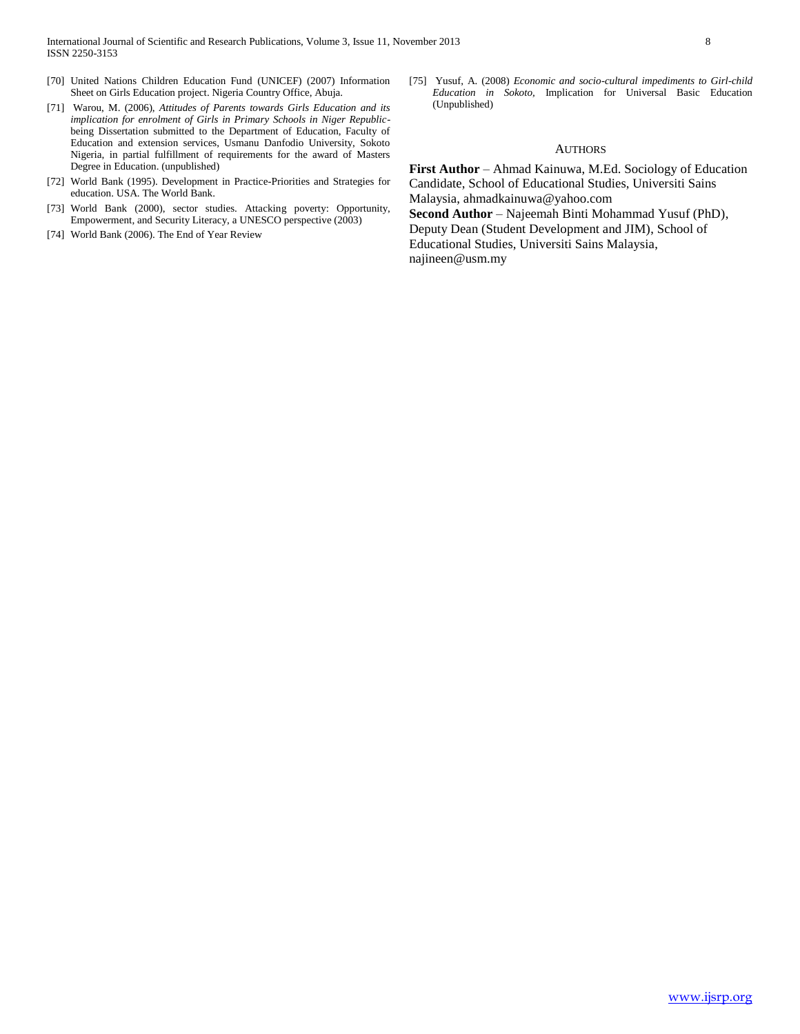[70] United Nations Children Education Fund (UNICEF) (2007) Information Sheet on Girls Education project. Nigeria Country Office, Abuja.

[71] Warou, M. (2006), *Attitudes of Parents towards Girls Education and its implication for enrolment of Girls in Primary Schools in Niger Republic*- being Dissertation submitted to the Department of Education, Faculty of Education and extension services, Usmanu Danfodio University, Sokoto Nigeria, in partial fulfillment of requirements for the award of Masters Degree in Education. (unpublished)

[72] World Bank (1995). Development in Practice-Priorities and Strategies for education. USA. The World Bank.

[73] World Bank (2000), sector studies. Attacking poverty: Opportunity, Empowerment, and Security Literacy, a UNESCO perspective (2003)

[74] World Bank (2006). The End of Year Review

[75] Yusuf, A. (2008) *Economic and socio-cultural impediments to Girl-child Education in Sokoto*, Implication for Universal Basic Education (Unpublished)

## AUTHORS

**First Author** – Ahmad Kainuwa, M.Ed. Sociology of Education Candidate, School of Educational Studies, Universiti Sains Malaysia, ahmadkainuwa@yahoo.com

**Second Author** – Najeemah Binti Mohammad Yusuf (PhD), Deputy Dean (Student Development and JIM), School of Educational Studies, Universiti Sains Malaysia, najineen@usm.my